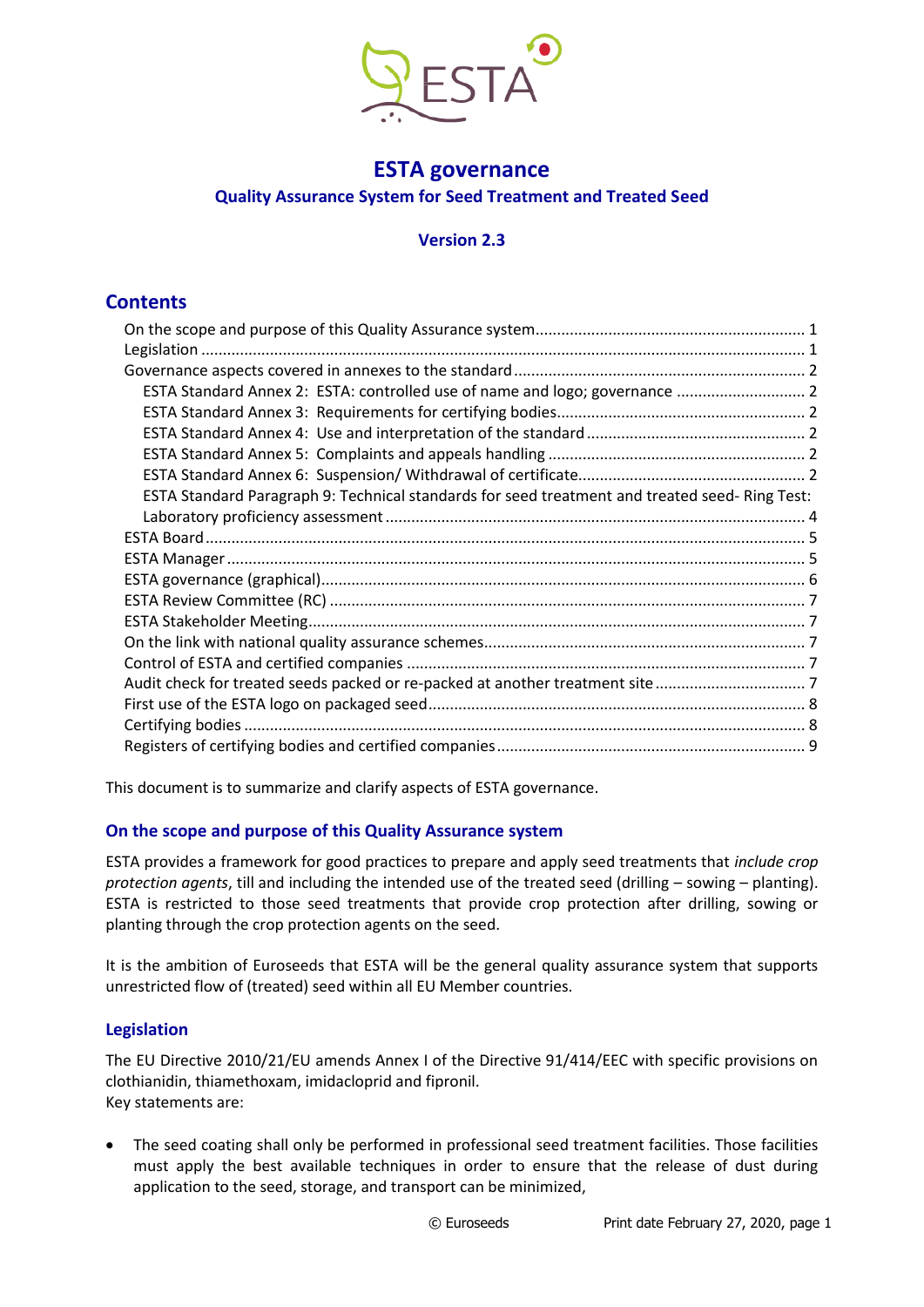# ESTA governance

## Quality Assurance System for Seed Treatment and Treated Seed

### Version 2.3

## Contents

- On the scope and purpose of this Quality Assurance system ... 1
- Legislation ... 1
- Governance aspects covered in annexes to the standard ... 2
  - ESTA Standard Annex 2: ESTA: controlled use of name and logo; governance ... 2
  - ESTA Standard Annex 3: Requirements for certifying bodies ... 2
  - ESTA Standard Annex 4: Use and interpretation of the standard ... 2
  - ESTA Standard Annex 5: Complaints and appeals handling ... 2
  - ESTA Standard Annex 6: Suspension/ Withdrawal of certificate ... 2
  - ESTA Standard Paragraph 9: Technical standards for seed treatment and treated seed- Ring Test: Laboratory proficiency assessment ... 4
- ESTA Board ... 5
- ESTA Manager ... 5
- ESTA governance (graphical) ... 6
- ESTA Review Committee (RC) ... 7
- ESTA Stakeholder Meeting ... 7
- On the link with national quality assurance schemes ... 7
- Control of ESTA and certified companies ... 7
- Audit check for treated seeds packed or re-packed at another treatment site ... 7
- First use of the ESTA logo on packaged seed ... 8
- Certifying bodies ... 8
- Registers of certifying bodies and certified companies ... 9

This document is to summarize and clarify aspects of ESTA governance.

### On the scope and purpose of this Quality Assurance system

ESTA provides a framework for good practices to prepare and apply seed treatments that *include crop protection agents*, till and including the intended use of the treated seed (drilling – sowing – planting). ESTA is restricted to those seed treatments that provide crop protection after drilling, sowing or planting through the crop protection agents on the seed.

It is the ambition of Euroseeds that ESTA will be the general quality assurance system that supports unrestricted flow of (treated) seed within all EU Member countries.

### Legislation

The EU Directive 2010/21/EU amends Annex I of the Directive 91/414/EEC with specific provisions on clothianidin, thiamethoxam, imidacloprid and fipronil.
Key statements are:

- The seed coating shall only be performed in professional seed treatment facilities. Those facilities must apply the best available techniques in order to ensure that the release of dust during application to the seed, storage, and transport can be minimized,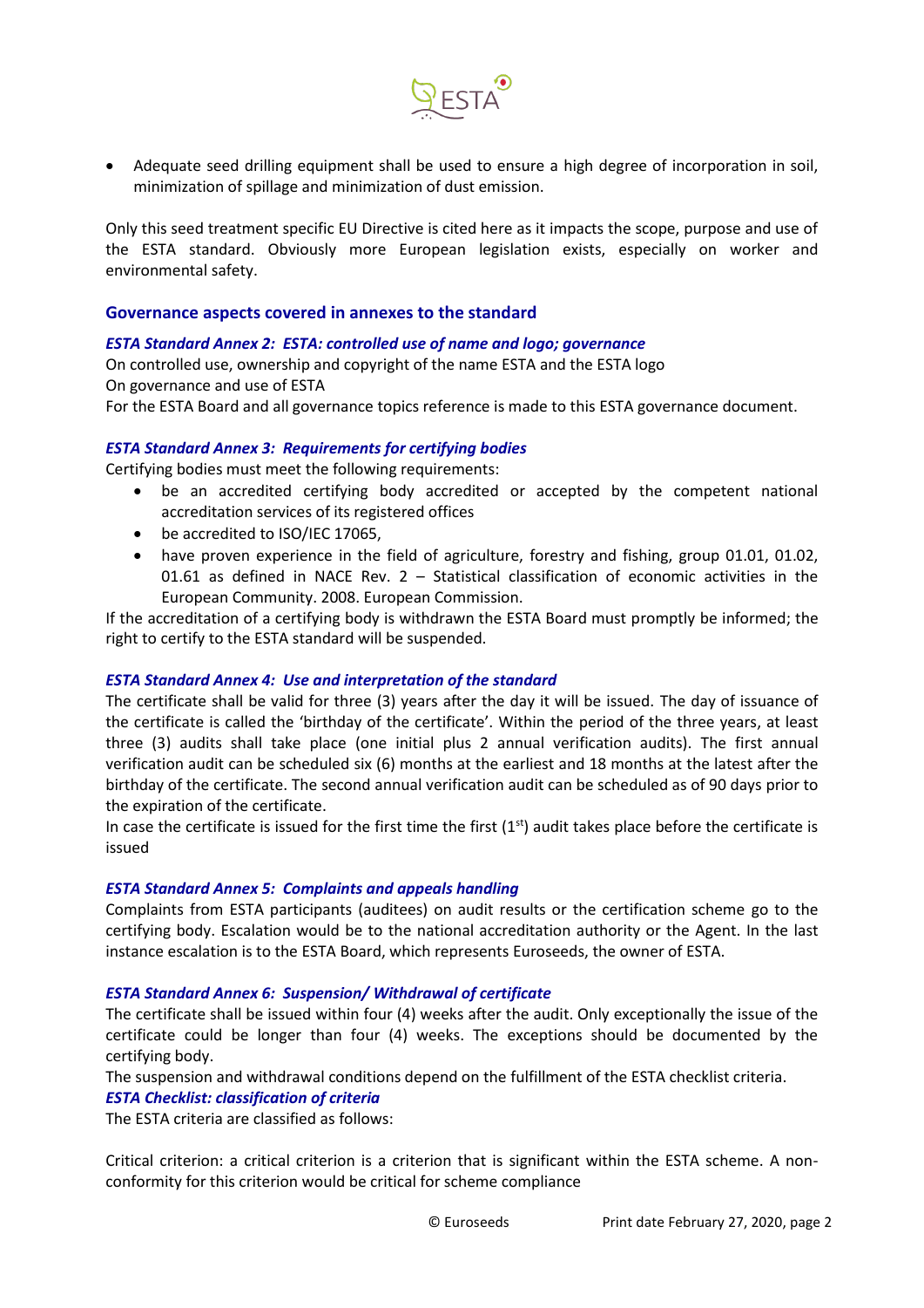- Adequate seed drilling equipment shall be used to ensure a high degree of incorporation in soil, minimization of spillage and minimization of dust emission.

Only this seed treatment specific EU Directive is cited here as it impacts the scope, purpose and use of the ESTA standard. Obviously more European legislation exists, especially on worker and environmental safety.

## Governance aspects covered in annexes to the standard

### *ESTA Standard Annex 2: ESTA: controlled use of name and logo; governance*

On controlled use, ownership and copyright of the name ESTA and the ESTA logo
On governance and use of ESTA
For the ESTA Board and all governance topics reference is made to this ESTA governance document.

### *ESTA Standard Annex 3: Requirements for certifying bodies*

Certifying bodies must meet the following requirements:

- be an accredited certifying body accredited or accepted by the competent national accreditation services of its registered offices
- be accredited to ISO/IEC 17065,
- have proven experience in the field of agriculture, forestry and fishing, group 01.01, 01.02, 01.61 as defined in NACE Rev. 2 – Statistical classification of economic activities in the European Community. 2008. European Commission.

If the accreditation of a certifying body is withdrawn the ESTA Board must promptly be informed; the right to certify to the ESTA standard will be suspended.

### *ESTA Standard Annex 4: Use and interpretation of the standard*

The certificate shall be valid for three (3) years after the day it will be issued. The day of issuance of the certificate is called the 'birthday of the certificate'. Within the period of the three years, at least three (3) audits shall take place (one initial plus 2 annual verification audits). The first annual verification audit can be scheduled six (6) months at the earliest and 18 months at the latest after the birthday of the certificate. The second annual verification audit can be scheduled as of 90 days prior to the expiration of the certificate.
In case the certificate is issued for the first time the first (1st) audit takes place before the certificate is issued

### *ESTA Standard Annex 5: Complaints and appeals handling*

Complaints from ESTA participants (auditees) on audit results or the certification scheme go to the certifying body. Escalation would be to the national accreditation authority or the Agent. In the last instance escalation is to the ESTA Board, which represents Euroseeds, the owner of ESTA.

### *ESTA Standard Annex 6: Suspension/ Withdrawal of certificate*

The certificate shall be issued within four (4) weeks after the audit. Only exceptionally the issue of the certificate could be longer than four (4) weeks. The exceptions should be documented by the certifying body.
The suspension and withdrawal conditions depend on the fulfillment of the ESTA checklist criteria.

### *ESTA Checklist: classification of criteria*

The ESTA criteria are classified as follows:

Critical criterion: a critical criterion is a criterion that is significant within the ESTA scheme. A non-conformity for this criterion would be critical for scheme compliance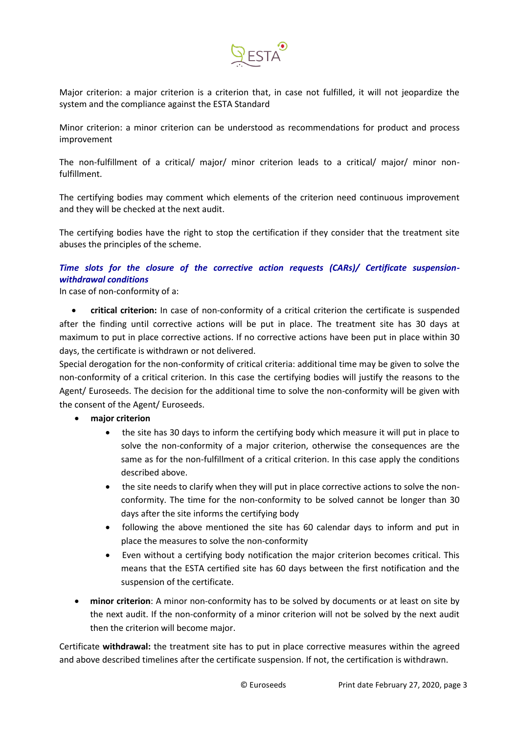Major criterion: a major criterion is a criterion that, in case not fulfilled, it will not jeopardize the system and the compliance against the ESTA Standard

Minor criterion: a minor criterion can be understood as recommendations for product and process improvement

The non-fulfillment of a critical/ major/ minor criterion leads to a critical/ major/ minor non-fulfillment.

The certifying bodies may comment which elements of the criterion need continuous improvement and they will be checked at the next audit.

The certifying bodies have the right to stop the certification if they consider that the treatment site abuses the principles of the scheme.

***Time slots for the closure of the corrective action requests (CARs)/ Certificate suspension-withdrawal conditions***

In case of non-conformity of a:

- **critical criterion:** In case of non-conformity of a critical criterion the certificate is suspended after the finding until corrective actions will be put in place. The treatment site has 30 days at maximum to put in place corrective actions. If no corrective actions have been put in place within 30 days, the certificate is withdrawn or not delivered.

Special derogation for the non-conformity of critical criteria: additional time may be given to solve the non-conformity of a critical criterion. In this case the certifying bodies will justify the reasons to the Agent/ Euroseeds. The decision for the additional time to solve the non-conformity will be given with the consent of the Agent/ Euroseeds.

- **major criterion**
  - the site has 30 days to inform the certifying body which measure it will put in place to solve the non-conformity of a major criterion, otherwise the consequences are the same as for the non-fulfillment of a critical criterion. In this case apply the conditions described above.
  - the site needs to clarify when they will put in place corrective actions to solve the non-conformity. The time for the non-conformity to be solved cannot be longer than 30 days after the site informs the certifying body
  - following the above mentioned the site has 60 calendar days to inform and put in place the measures to solve the non-conformity
  - Even without a certifying body notification the major criterion becomes critical. This means that the ESTA certified site has 60 days between the first notification and the suspension of the certificate.

- **minor criterion**: A minor non-conformity has to be solved by documents or at least on site by the next audit. If the non-conformity of a minor criterion will not be solved by the next audit then the criterion will become major.

Certificate **withdrawal:** the treatment site has to put in place corrective measures within the agreed and above described timelines after the certificate suspension. If not, the certification is withdrawn.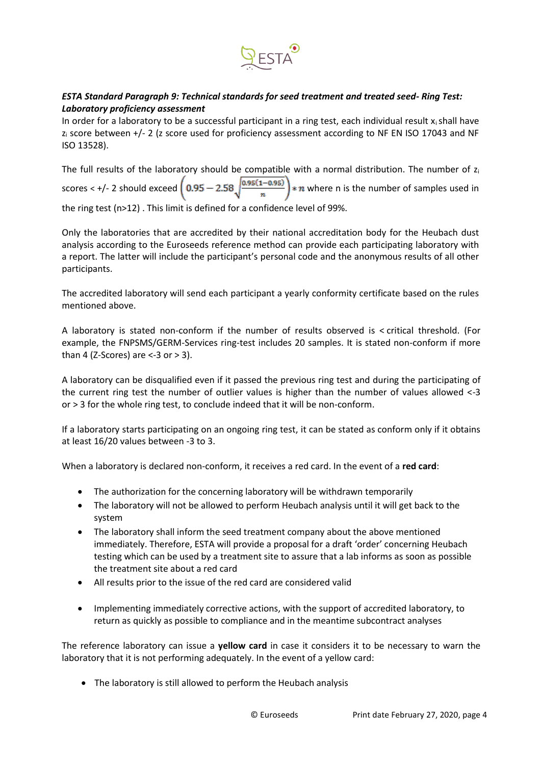***ESTA Standard Paragraph 9: Technical standards for seed treatment and treated seed- Ring Test: Laboratory proficiency assessment***

In order for a laboratory to be a successful participant in a ring test, each individual result $x_i$ shall have $z_i$ score between +/- 2 (z score used for proficiency assessment according to NF EN ISO 17043 and NF ISO 13528).

The full results of the laboratory should be compatible with a normal distribution. The number of $z_i$ scores < +/- 2 should exceed $\left(0.95 - 2.58\sqrt{\frac{0.95(1-0.95)}{n}}\right) * n$ where n is the number of samples used in the ring test (n>12) . This limit is defined for a confidence level of 99%.

Only the laboratories that are accredited by their national accreditation body for the Heubach dust analysis according to the Euroseeds reference method can provide each participating laboratory with a report. The latter will include the participant's personal code and the anonymous results of all other participants.

The accredited laboratory will send each participant a yearly conformity certificate based on the rules mentioned above.

A laboratory is stated non-conform if the number of results observed is < critical threshold. (For example, the FNPSMS/GERM-Services ring-test includes 20 samples. It is stated non-conform if more than 4 (Z-Scores) are <-3 or > 3).

A laboratory can be disqualified even if it passed the previous ring test and during the participating of the current ring test the number of outlier values is higher than the number of values allowed <-3 or > 3 for the whole ring test, to conclude indeed that it will be non-conform.

If a laboratory starts participating on an ongoing ring test, it can be stated as conform only if it obtains at least 16/20 values between -3 to 3.

When a laboratory is declared non-conform, it receives a red card. In the event of a **red card**:

- The authorization for the concerning laboratory will be withdrawn temporarily
- The laboratory will not be allowed to perform Heubach analysis until it will get back to the system
- The laboratory shall inform the seed treatment company about the above mentioned immediately. Therefore, ESTA will provide a proposal for a draft 'order' concerning Heubach testing which can be used by a treatment site to assure that a lab informs as soon as possible the treatment site about a red card
- All results prior to the issue of the red card are considered valid
- Implementing immediately corrective actions, with the support of accredited laboratory, to return as quickly as possible to compliance and in the meantime subcontract analyses

The reference laboratory can issue a **yellow card** in case it considers it to be necessary to warn the laboratory that it is not performing adequately. In the event of a yellow card:

- The laboratory is still allowed to perform the Heubach analysis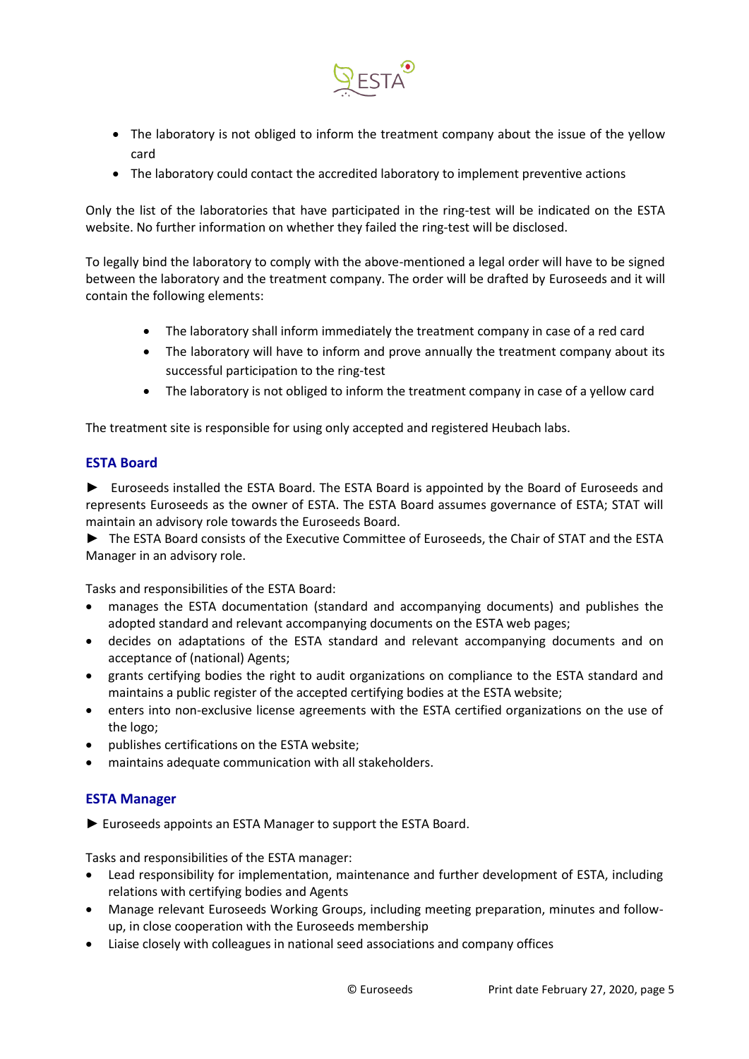- The laboratory is not obliged to inform the treatment company about the issue of the yellow card
- The laboratory could contact the accredited laboratory to implement preventive actions

Only the list of the laboratories that have participated in the ring-test will be indicated on the ESTA website. No further information on whether they failed the ring-test will be disclosed.

To legally bind the laboratory to comply with the above-mentioned a legal order will have to be signed between the laboratory and the treatment company. The order will be drafted by Euroseeds and it will contain the following elements:

- The laboratory shall inform immediately the treatment company in case of a red card
- The laboratory will have to inform and prove annually the treatment company about its successful participation to the ring-test
- The laboratory is not obliged to inform the treatment company in case of a yellow card

The treatment site is responsible for using only accepted and registered Heubach labs.

## ESTA Board

► Euroseeds installed the ESTA Board. The ESTA Board is appointed by the Board of Euroseeds and represents Euroseeds as the owner of ESTA. The ESTA Board assumes governance of ESTA; STAT will maintain an advisory role towards the Euroseeds Board.

► The ESTA Board consists of the Executive Committee of Euroseeds, the Chair of STAT and the ESTA Manager in an advisory role.

Tasks and responsibilities of the ESTA Board:

- manages the ESTA documentation (standard and accompanying documents) and publishes the adopted standard and relevant accompanying documents on the ESTA web pages;
- decides on adaptations of the ESTA standard and relevant accompanying documents and on acceptance of (national) Agents;
- grants certifying bodies the right to audit organizations on compliance to the ESTA standard and maintains a public register of the accepted certifying bodies at the ESTA website;
- enters into non-exclusive license agreements with the ESTA certified organizations on the use of the logo;
- publishes certifications on the ESTA website;
- maintains adequate communication with all stakeholders.

## ESTA Manager

► Euroseeds appoints an ESTA Manager to support the ESTA Board.

Tasks and responsibilities of the ESTA manager:

- Lead responsibility for implementation, maintenance and further development of ESTA, including relations with certifying bodies and Agents
- Manage relevant Euroseeds Working Groups, including meeting preparation, minutes and follow-up, in close cooperation with the Euroseeds membership
- Liaise closely with colleagues in national seed associations and company offices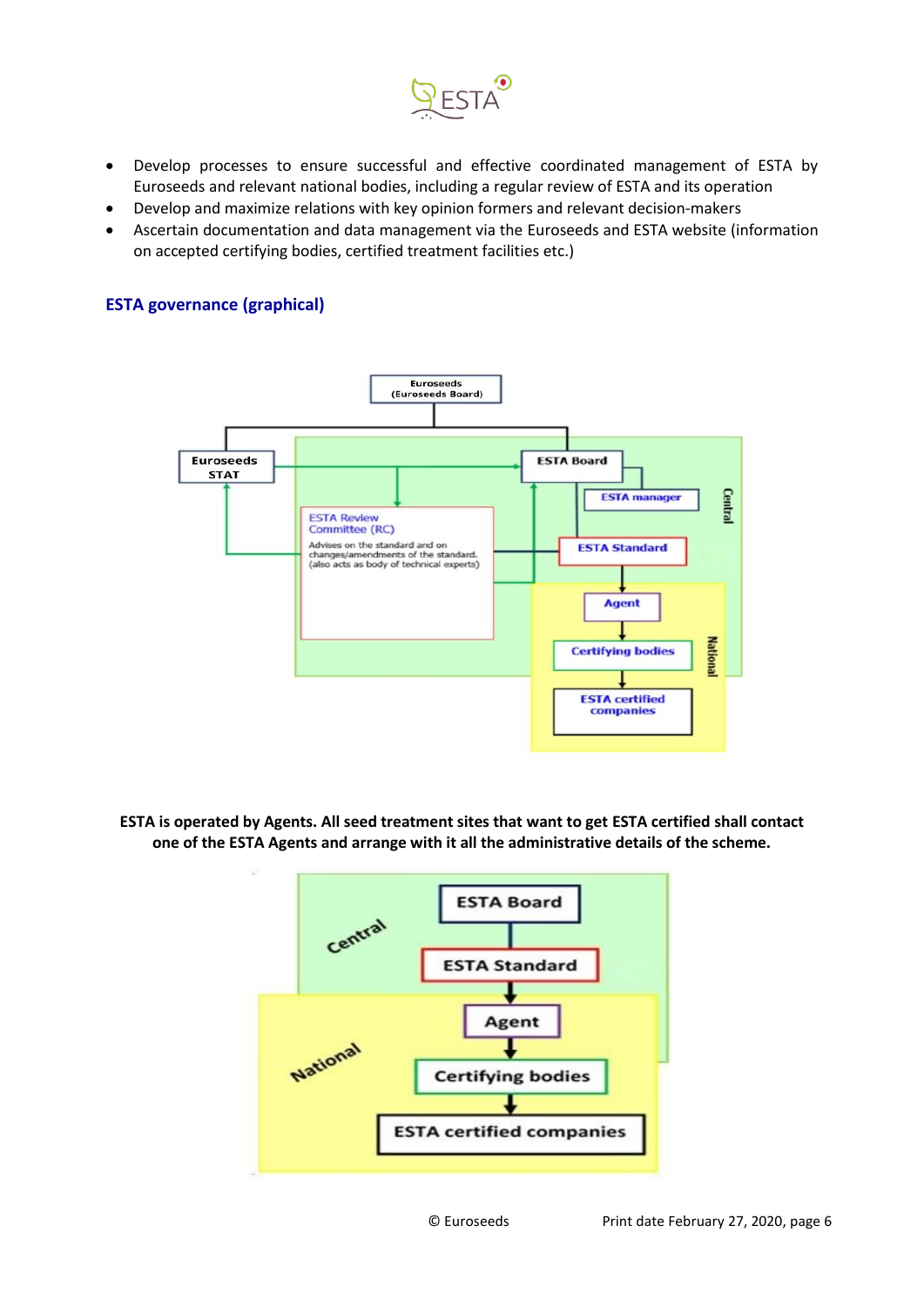- Develop processes to ensure successful and effective coordinated management of ESTA by Euroseeds and relevant national bodies, including a regular review of ESTA and its operation
- Develop and maximize relations with key opinion formers and relevant decision-makers
- Ascertain documentation and data management via the Euroseeds and ESTA website (information on accepted certifying bodies, certified treatment facilities etc.)

### ESTA governance (graphical)

**ESTA is operated by Agents. All seed treatment sites that want to get ESTA certified shall contact one of the ESTA Agents and arrange with it all the administrative details of the scheme.**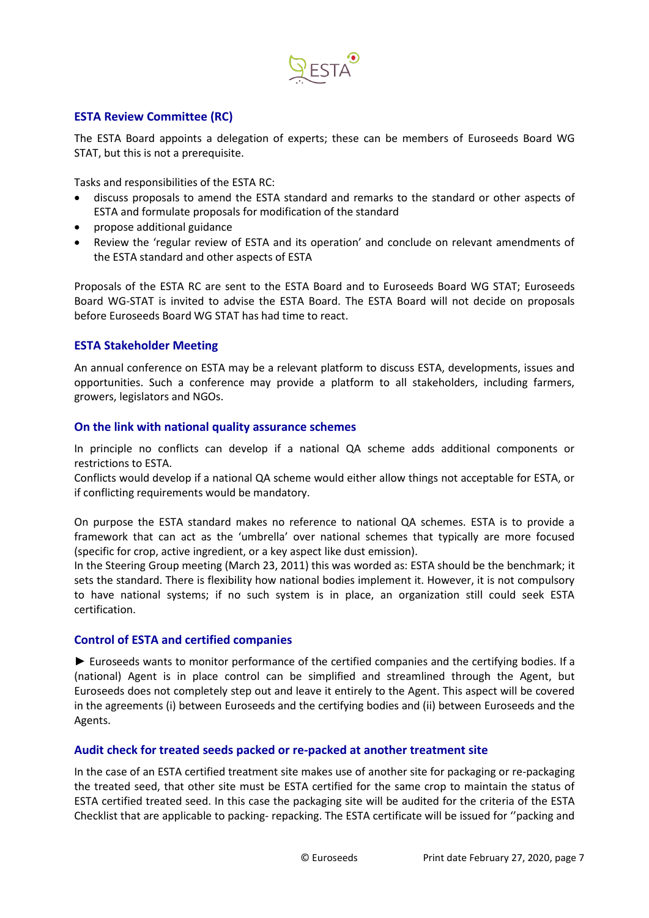## ESTA Review Committee (RC)

The ESTA Board appoints a delegation of experts; these can be members of Euroseeds Board WG STAT, but this is not a prerequisite.

Tasks and responsibilities of the ESTA RC:

- discuss proposals to amend the ESTA standard and remarks to the standard or other aspects of ESTA and formulate proposals for modification of the standard
- propose additional guidance
- Review the 'regular review of ESTA and its operation' and conclude on relevant amendments of the ESTA standard and other aspects of ESTA

Proposals of the ESTA RC are sent to the ESTA Board and to Euroseeds Board WG STAT; Euroseeds Board WG-STAT is invited to advise the ESTA Board. The ESTA Board will not decide on proposals before Euroseeds Board WG STAT has had time to react.

## ESTA Stakeholder Meeting

An annual conference on ESTA may be a relevant platform to discuss ESTA, developments, issues and opportunities. Such a conference may provide a platform to all stakeholders, including farmers, growers, legislators and NGOs.

## On the link with national quality assurance schemes

In principle no conflicts can develop if a national QA scheme adds additional components or restrictions to ESTA.
Conflicts would develop if a national QA scheme would either allow things not acceptable for ESTA, or if conflicting requirements would be mandatory.

On purpose the ESTA standard makes no reference to national QA schemes. ESTA is to provide a framework that can act as the 'umbrella' over national schemes that typically are more focused (specific for crop, active ingredient, or a key aspect like dust emission).
In the Steering Group meeting (March 23, 2011) this was worded as: ESTA should be the benchmark; it sets the standard. There is flexibility how national bodies implement it. However, it is not compulsory to have national systems; if no such system is in place, an organization still could seek ESTA certification.

## Control of ESTA and certified companies

► Euroseeds wants to monitor performance of the certified companies and the certifying bodies. If a (national) Agent is in place control can be simplified and streamlined through the Agent, but Euroseeds does not completely step out and leave it entirely to the Agent. This aspect will be covered in the agreements (i) between Euroseeds and the certifying bodies and (ii) between Euroseeds and the Agents.

## Audit check for treated seeds packed or re-packed at another treatment site

In the case of an ESTA certified treatment site makes use of another site for packaging or re-packaging the treated seed, that other site must be ESTA certified for the same crop to maintain the status of ESTA certified treated seed. In this case the packaging site will be audited for the criteria of the ESTA Checklist that are applicable to packing- repacking. The ESTA certificate will be issued for ''packing and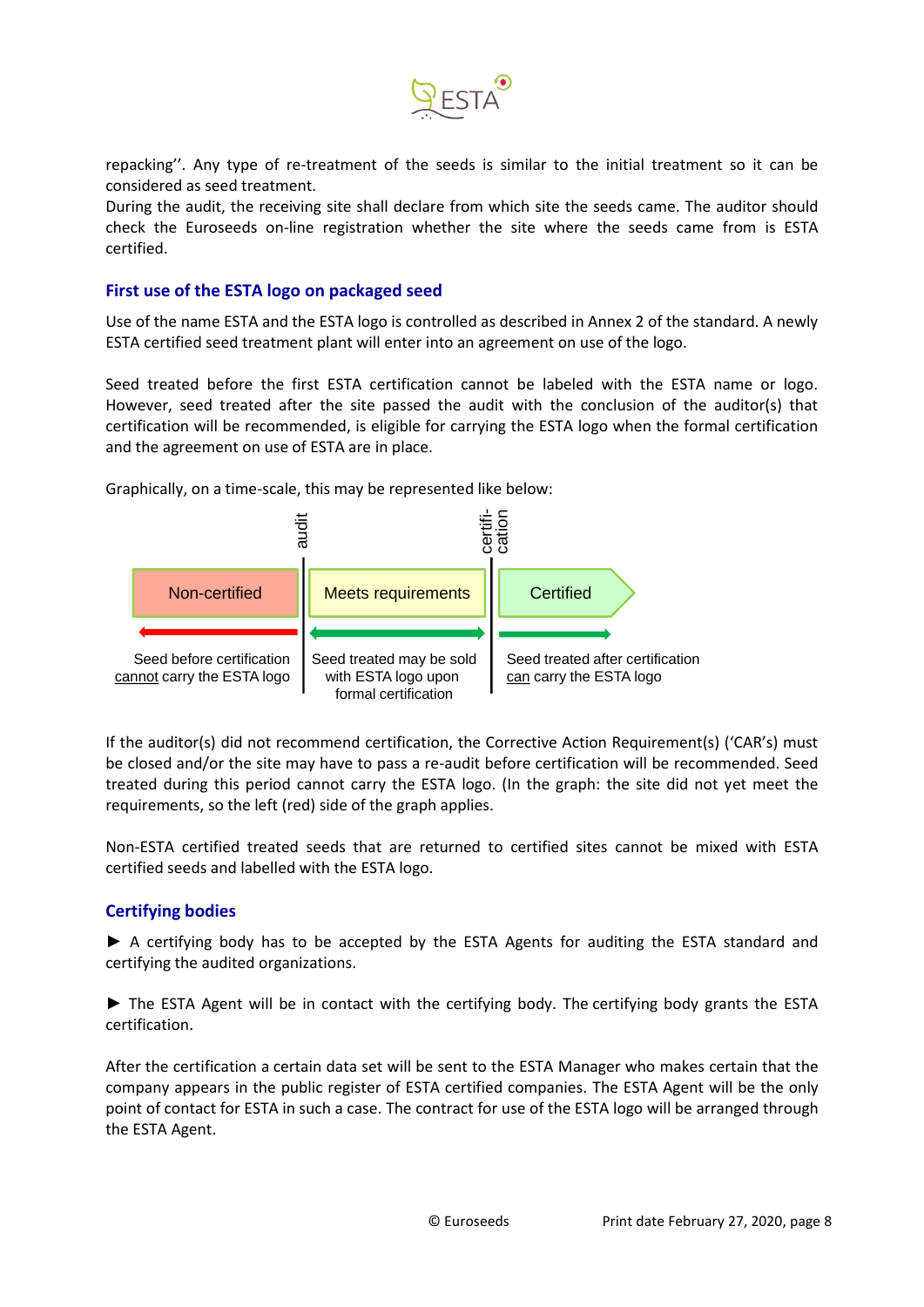repacking''. Any type of re-treatment of the seeds is similar to the initial treatment so it can be considered as seed treatment.
During the audit, the receiving site shall declare from which site the seeds came. The auditor should check the Euroseeds on-line registration whether the site where the seeds came from is ESTA certified.

### First use of the ESTA logo on packaged seed

Use of the name ESTA and the ESTA logo is controlled as described in Annex 2 of the standard. A newly ESTA certified seed treatment plant will enter into an agreement on use of the logo.

Seed treated before the first ESTA certification cannot be labeled with the ESTA name or logo. However, seed treated after the site passed the audit with the conclusion of the auditor(s) that certification will be recommended, is eligible for carrying the ESTA logo when the formal certification and the agreement on use of ESTA are in place.

Graphically, on a time-scale, this may be represented like below:

| Non-certified | audit | Meets requirements | certifi-cation | Certified |
|---|---|---|---|---|
| Seed before certification cannot carry the ESTA logo | | Seed treated may be sold with ESTA logo upon formal certification | | Seed treated after certification can carry the ESTA logo |

If the auditor(s) did not recommend certification, the Corrective Action Requirement(s) ('CAR's) must be closed and/or the site may have to pass a re-audit before certification will be recommended. Seed treated during this period cannot carry the ESTA logo. (In the graph: the site did not yet meet the requirements, so the left (red) side of the graph applies.

Non-ESTA certified treated seeds that are returned to certified sites cannot be mixed with ESTA certified seeds and labelled with the ESTA logo.

### Certifying bodies

► A certifying body has to be accepted by the ESTA Agents for auditing the ESTA standard and certifying the audited organizations.

► The ESTA Agent will be in contact with the certifying body. The certifying body grants the ESTA certification.

After the certification a certain data set will be sent to the ESTA Manager who makes certain that the company appears in the public register of ESTA certified companies. The ESTA Agent will be the only point of contact for ESTA in such a case. The contract for use of the ESTA logo will be arranged through the ESTA Agent.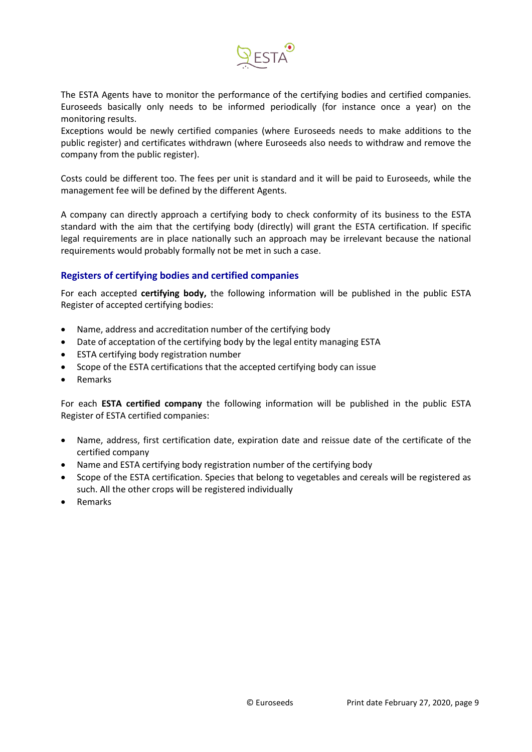The ESTA Agents have to monitor the performance of the certifying bodies and certified companies. Euroseeds basically only needs to be informed periodically (for instance once a year) on the monitoring results.
Exceptions would be newly certified companies (where Euroseeds needs to make additions to the public register) and certificates withdrawn (where Euroseeds also needs to withdraw and remove the company from the public register).

Costs could be different too. The fees per unit is standard and it will be paid to Euroseeds, while the management fee will be defined by the different Agents.

A company can directly approach a certifying body to check conformity of its business to the ESTA standard with the aim that the certifying body (directly) will grant the ESTA certification. If specific legal requirements are in place nationally such an approach may be irrelevant because the national requirements would probably formally not be met in such a case.

## Registers of certifying bodies and certified companies

For each accepted **certifying body,** the following information will be published in the public ESTA Register of accepted certifying bodies:

- Name, address and accreditation number of the certifying body
- Date of acceptation of the certifying body by the legal entity managing ESTA
- ESTA certifying body registration number
- Scope of the ESTA certifications that the accepted certifying body can issue
- Remarks

For each **ESTA certified company** the following information will be published in the public ESTA Register of ESTA certified companies:

- Name, address, first certification date, expiration date and reissue date of the certificate of the certified company
- Name and ESTA certifying body registration number of the certifying body
- Scope of the ESTA certification. Species that belong to vegetables and cereals will be registered as such. All the other crops will be registered individually
- Remarks